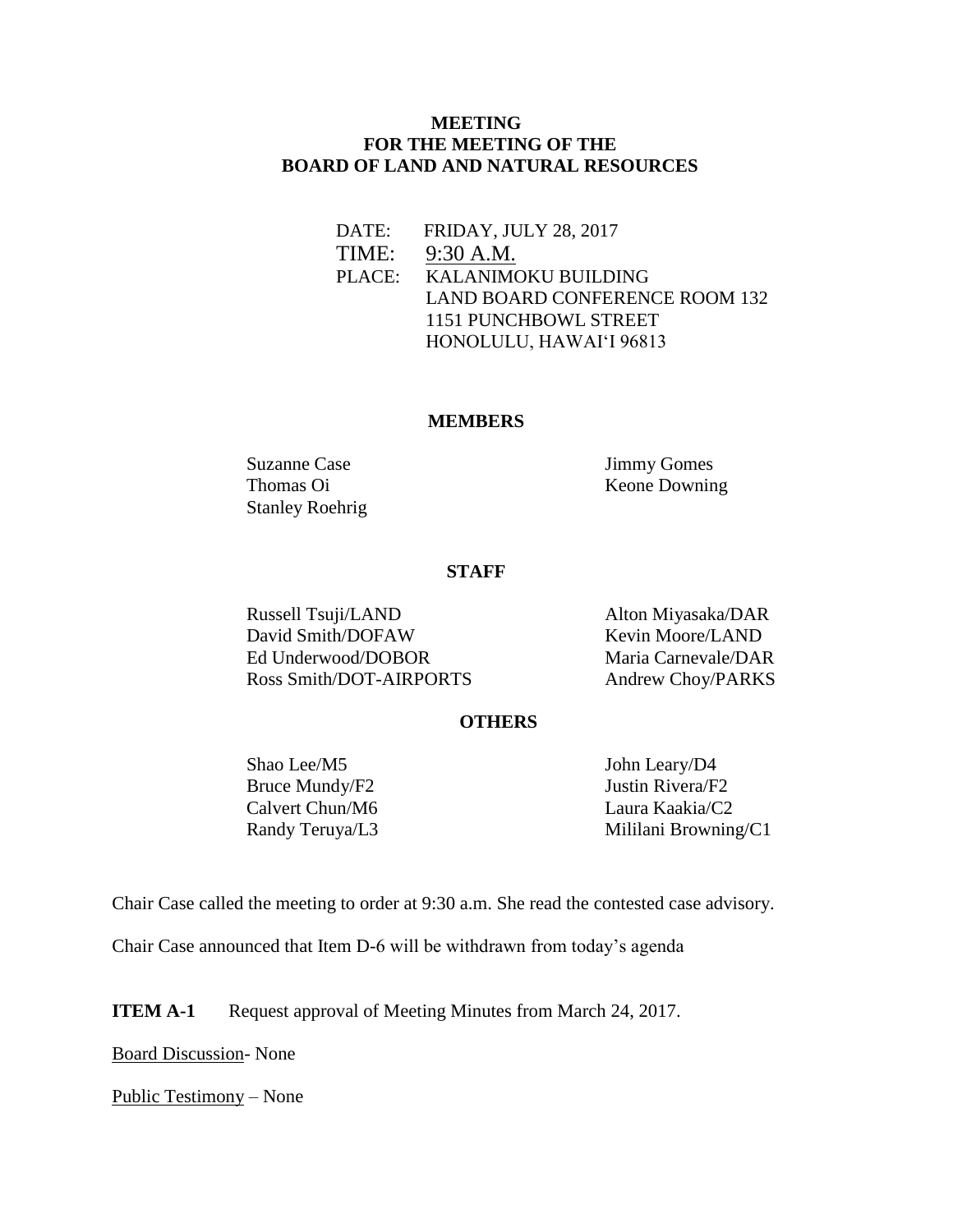**MEETING**
**FOR THE MEETING OF THE**
**BOARD OF LAND AND NATURAL RESOURCES**

DATE: FRIDAY, JULY 28, 2017
TIME: 9:30 A.M.
PLACE: KALANIMOKU BUILDING
LAND BOARD CONFERENCE ROOM 132
1151 PUNCHBOWL STREET
HONOLULU, HAWAI'I 96813

**MEMBERS**

Suzanne Case
Thomas Oi
Stanley Roehrig
Jimmy Gomes
Keone Downing

**STAFF**

Russell Tsuji/LAND
David Smith/DOFAW
Ed Underwood/DOBOR
Ross Smith/DOT-AIRPORTS
Alton Miyasaka/DAR
Kevin Moore/LAND
Maria Carnevale/DAR
Andrew Choy/PARKS

**OTHERS**

Shao Lee/M5
Bruce Mundy/F2
Calvert Chun/M6
Randy Teruya/L3
John Leary/D4
Justin Rivera/F2
Laura Kaakia/C2
Mililani Browning/C1

Chair Case called the meeting to order at 9:30 a.m. She read the contested case advisory.

Chair Case announced that Item D-6 will be withdrawn from today's agenda

**ITEM A-1** Request approval of Meeting Minutes from March 24, 2017.

Board Discussion- None

Public Testimony – None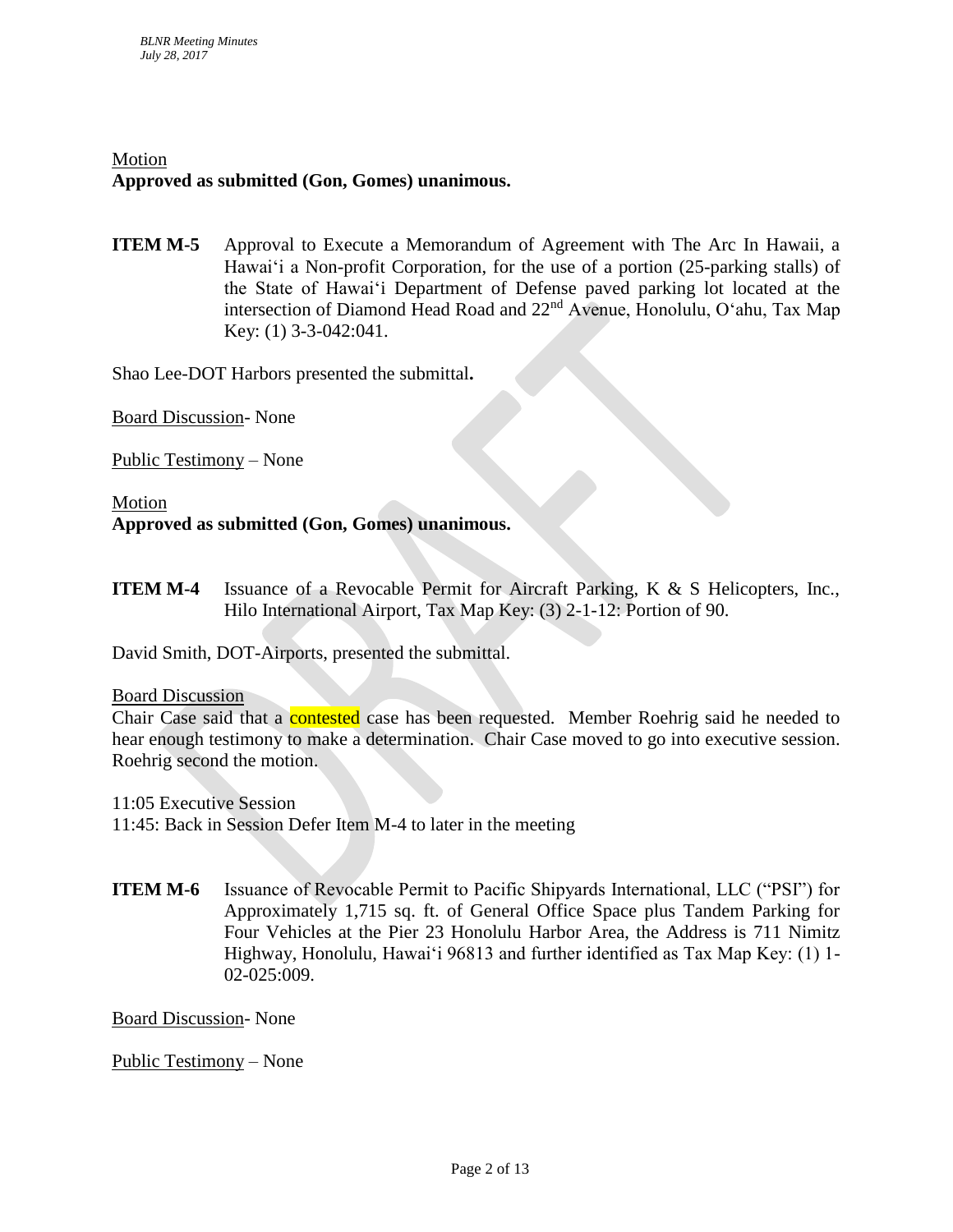Motion
**Approved as submitted (Gon, Gomes) unanimous.**

**ITEM M-5** Approval to Execute a Memorandum of Agreement with The Arc In Hawaii, a Hawaiʻi a Non-profit Corporation, for the use of a portion (25-parking stalls) of the State of Hawaiʻi Department of Defense paved parking lot located at the intersection of Diamond Head Road and 22nd Avenue, Honolulu, Oʻahu, Tax Map Key: (1) 3-3-042:041.

Shao Lee-DOT Harbors presented the submittal**.**

Board Discussion- None

Public Testimony – None

Motion
**Approved as submitted (Gon, Gomes) unanimous.**

**ITEM M-4** Issuance of a Revocable Permit for Aircraft Parking, K & S Helicopters, Inc., Hilo International Airport, Tax Map Key: (3) 2-1-12: Portion of 90.

David Smith, DOT-Airports, presented the submittal.

Board Discussion
Chair Case said that a contested case has been requested. Member Roehrig said he needed to hear enough testimony to make a determination. Chair Case moved to go into executive session. Roehrig second the motion.

11:05 Executive Session
11:45: Back in Session Defer Item M-4 to later in the meeting

**ITEM M-6** Issuance of Revocable Permit to Pacific Shipyards International, LLC ("PSI") for Approximately 1,715 sq. ft. of General Office Space plus Tandem Parking for Four Vehicles at the Pier 23 Honolulu Harbor Area, the Address is 711 Nimitz Highway, Honolulu, Hawaiʻi 96813 and further identified as Tax Map Key: (1) 1-02-025:009.

Board Discussion- None

Public Testimony – None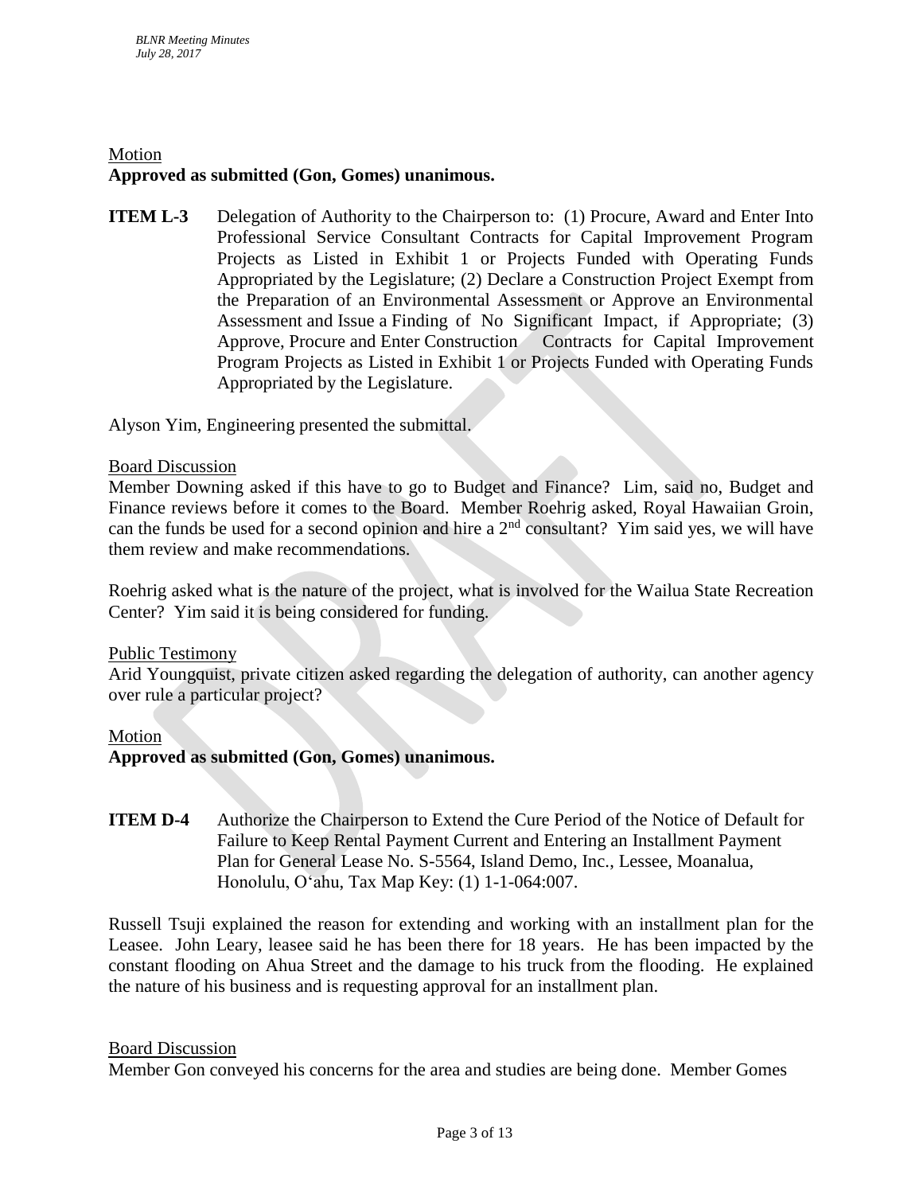Motion

**Approved as submitted (Gon, Gomes) unanimous.**

**ITEM L-3** Delegation of Authority to the Chairperson to: (1) Procure, Award and Enter Into Professional Service Consultant Contracts for Capital Improvement Program Projects as Listed in Exhibit 1 or Projects Funded with Operating Funds Appropriated by the Legislature; (2) Declare a Construction Project Exempt from the Preparation of an Environmental Assessment or Approve an Environmental Assessment and Issue a Finding of No Significant Impact, if Appropriate; (3) Approve, Procure and Enter Construction Contracts for Capital Improvement Program Projects as Listed in Exhibit 1 or Projects Funded with Operating Funds Appropriated by the Legislature.

Alyson Yim, Engineering presented the submittal.

Board Discussion

Member Downing asked if this have to go to Budget and Finance? Lim, said no, Budget and Finance reviews before it comes to the Board. Member Roehrig asked, Royal Hawaiian Groin, can the funds be used for a second opinion and hire a 2nd consultant? Yim said yes, we will have them review and make recommendations.

Roehrig asked what is the nature of the project, what is involved for the Wailua State Recreation Center? Yim said it is being considered for funding.

Public Testimony

Arid Youngquist, private citizen asked regarding the delegation of authority, can another agency over rule a particular project?

Motion

**Approved as submitted (Gon, Gomes) unanimous.**

**ITEM D-4** Authorize the Chairperson to Extend the Cure Period of the Notice of Default for Failure to Keep Rental Payment Current and Entering an Installment Payment Plan for General Lease No. S-5564, Island Demo, Inc., Lessee, Moanalua, Honolulu, Oʻahu, Tax Map Key: (1) 1-1-064:007.

Russell Tsuji explained the reason for extending and working with an installment plan for the Leasee. John Leary, leasee said he has been there for 18 years. He has been impacted by the constant flooding on Ahua Street and the damage to his truck from the flooding. He explained the nature of his business and is requesting approval for an installment plan.

Board Discussion

Member Gon conveyed his concerns for the area and studies are being done. Member Gomes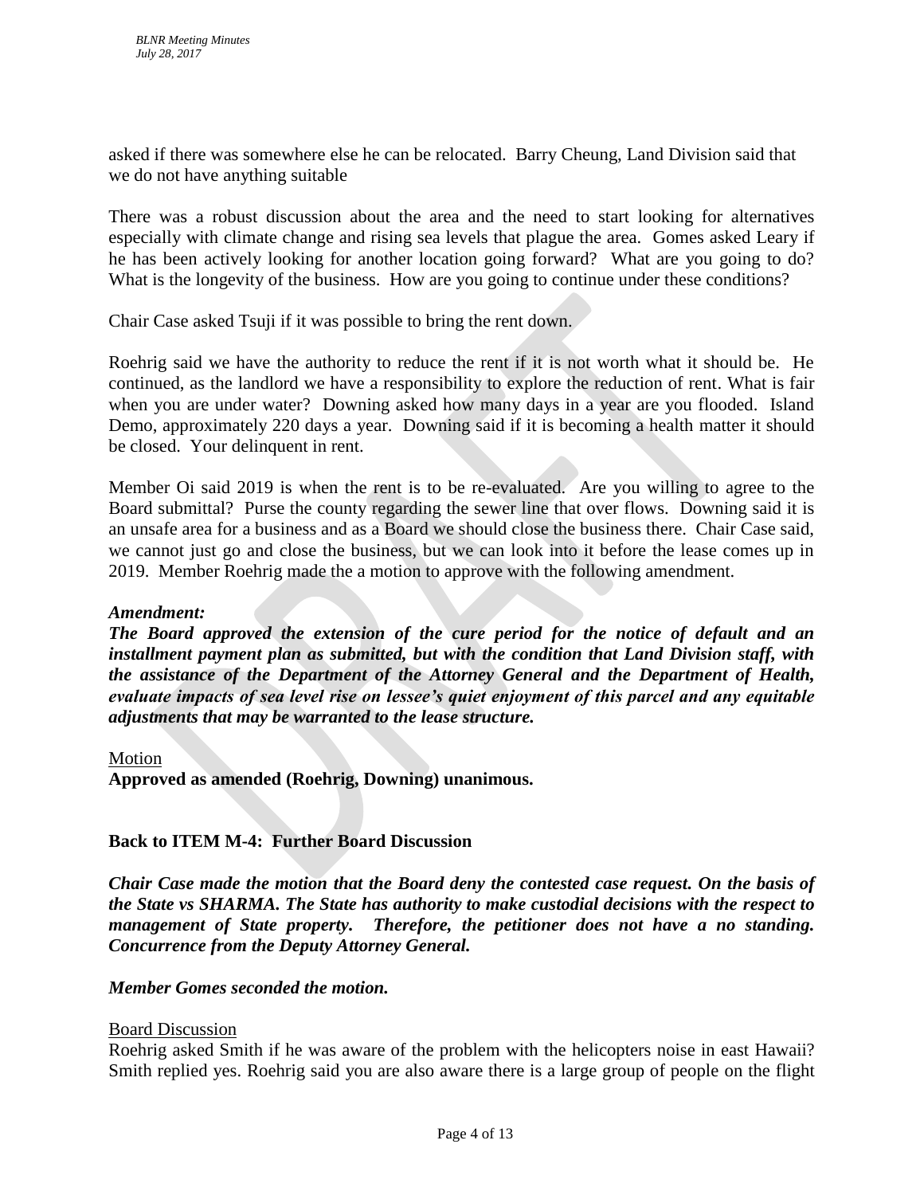asked if there was somewhere else he can be relocated. Barry Cheung, Land Division said that we do not have anything suitable

There was a robust discussion about the area and the need to start looking for alternatives especially with climate change and rising sea levels that plague the area. Gomes asked Leary if he has been actively looking for another location going forward? What are you going to do? What is the longevity of the business. How are you going to continue under these conditions?

Chair Case asked Tsuji if it was possible to bring the rent down.

Roehrig said we have the authority to reduce the rent if it is not worth what it should be. He continued, as the landlord we have a responsibility to explore the reduction of rent. What is fair when you are under water? Downing asked how many days in a year are you flooded. Island Demo, approximately 220 days a year. Downing said if it is becoming a health matter it should be closed. Your delinquent in rent.

Member Oi said 2019 is when the rent is to be re-evaluated. Are you willing to agree to the Board submittal? Purse the county regarding the sewer line that over flows. Downing said it is an unsafe area for a business and as a Board we should close the business there. Chair Case said, we cannot just go and close the business, but we can look into it before the lease comes up in 2019. Member Roehrig made the a motion to approve with the following amendment.

***Amendment:***

***The Board approved the extension of the cure period for the notice of default and an installment payment plan as submitted, but with the condition that Land Division staff, with the assistance of the Department of the Attorney General and the Department of Health, evaluate impacts of sea level rise on lessee's quiet enjoyment of this parcel and any equitable adjustments that may be warranted to the lease structure.***

Motion

**Approved as amended (Roehrig, Downing) unanimous.**

**Back to ITEM M-4: Further Board Discussion**

***Chair Case made the motion that the Board deny the contested case request. On the basis of the State vs SHARMA. The State has authority to make custodial decisions with the respect to management of State property. Therefore, the petitioner does not have a no standing. Concurrence from the Deputy Attorney General.***

***Member Gomes seconded the motion.***

Board Discussion

Roehrig asked Smith if he was aware of the problem with the helicopters noise in east Hawaii? Smith replied yes. Roehrig said you are also aware there is a large group of people on the flight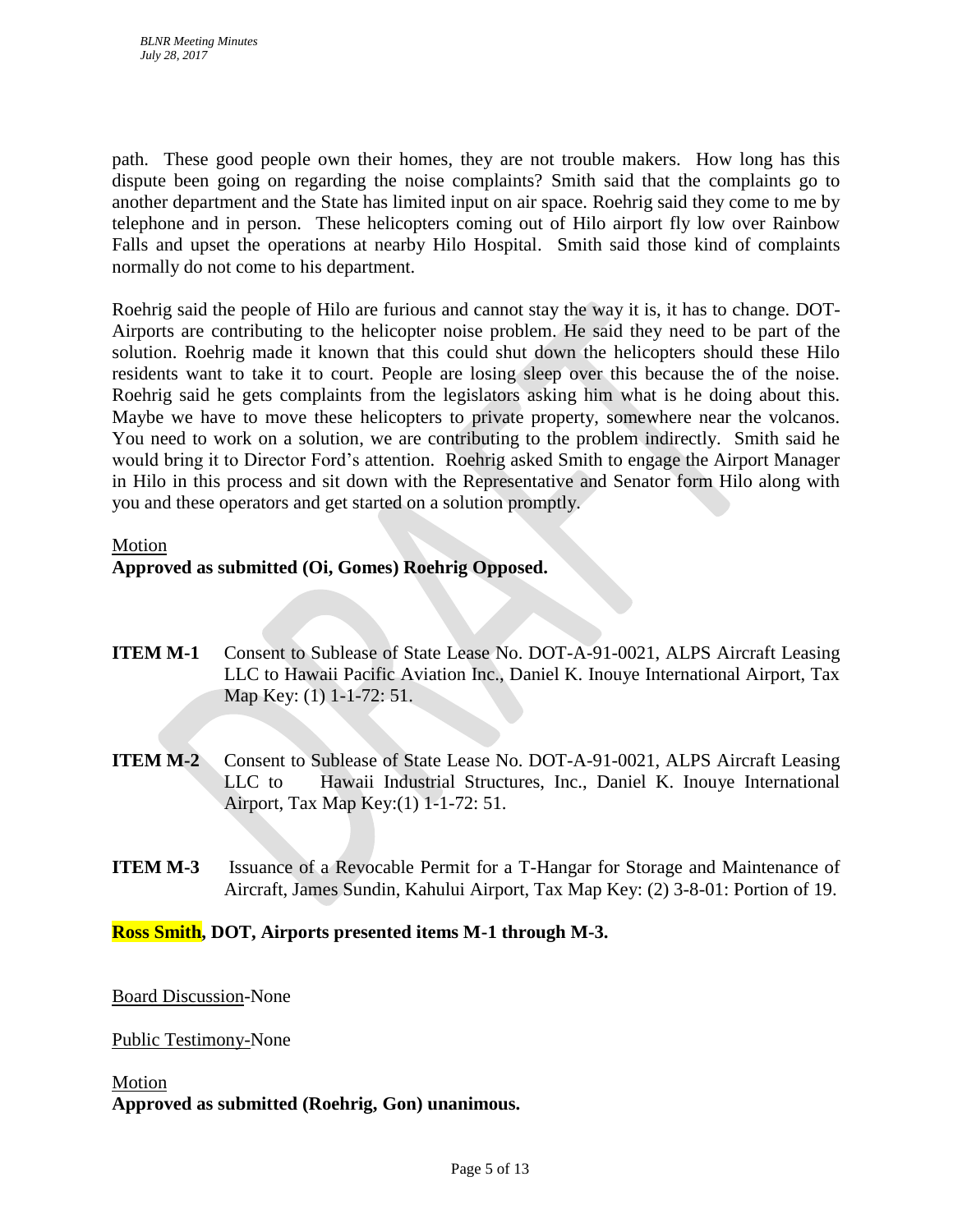path. These good people own their homes, they are not trouble makers. How long has this dispute been going on regarding the noise complaints? Smith said that the complaints go to another department and the State has limited input on air space. Roehrig said they come to me by telephone and in person. These helicopters coming out of Hilo airport fly low over Rainbow Falls and upset the operations at nearby Hilo Hospital. Smith said those kind of complaints normally do not come to his department.

Roehrig said the people of Hilo are furious and cannot stay the way it is, it has to change. DOT-Airports are contributing to the helicopter noise problem. He said they need to be part of the solution. Roehrig made it known that this could shut down the helicopters should these Hilo residents want to take it to court. People are losing sleep over this because the of the noise. Roehrig said he gets complaints from the legislators asking him what is he doing about this. Maybe we have to move these helicopters to private property, somewhere near the volcanos. You need to work on a solution, we are contributing to the problem indirectly. Smith said he would bring it to Director Ford's attention. Roehrig asked Smith to engage the Airport Manager in Hilo in this process and sit down with the Representative and Senator form Hilo along with you and these operators and get started on a solution promptly.

Motion
**Approved as submitted (Oi, Gomes) Roehrig Opposed.**

**ITEM M-1** Consent to Sublease of State Lease No. DOT-A-91-0021, ALPS Aircraft Leasing LLC to Hawaii Pacific Aviation Inc., Daniel K. Inouye International Airport, Tax Map Key: (1) 1-1-72: 51.

**ITEM M-2** Consent to Sublease of State Lease No. DOT-A-91-0021, ALPS Aircraft Leasing LLC to Hawaii Industrial Structures, Inc., Daniel K. Inouye International Airport, Tax Map Key:(1) 1-1-72: 51.

**ITEM M-3** Issuance of a Revocable Permit for a T-Hangar for Storage and Maintenance of Aircraft, James Sundin, Kahului Airport, Tax Map Key: (2) 3-8-01: Portion of 19.

**Ross Smith, DOT, Airports presented items M-1 through M-3.**

Board Discussion-None

Public Testimony-None

Motion
**Approved as submitted (Roehrig, Gon) unanimous.**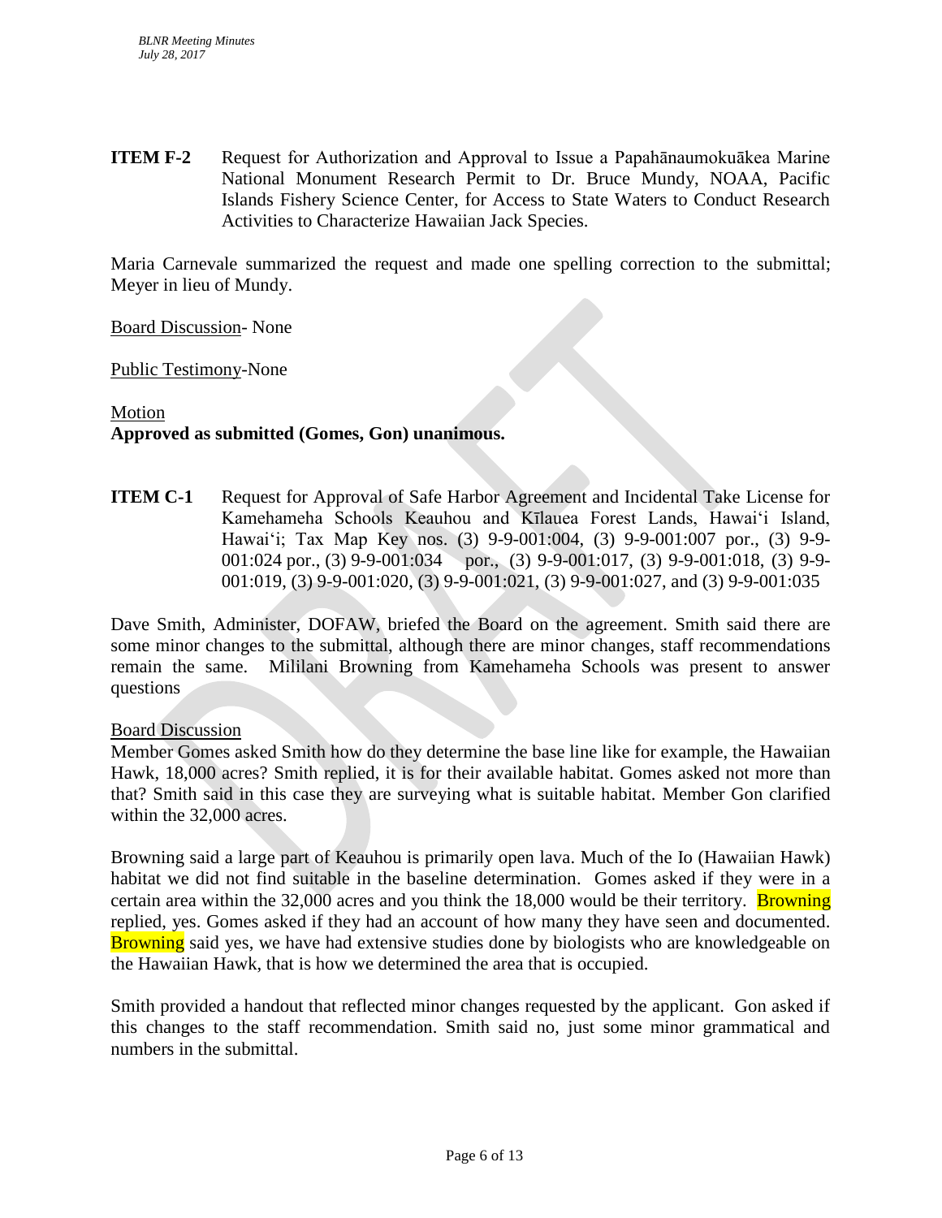**ITEM F-2** Request for Authorization and Approval to Issue a Papahānaumokuākea Marine National Monument Research Permit to Dr. Bruce Mundy, NOAA, Pacific Islands Fishery Science Center, for Access to State Waters to Conduct Research Activities to Characterize Hawaiian Jack Species.

Maria Carnevale summarized the request and made one spelling correction to the submittal; Meyer in lieu of Mundy.

Board Discussion- None

Public Testimony-None

Motion
**Approved as submitted (Gomes, Gon) unanimous.**

**ITEM C-1** Request for Approval of Safe Harbor Agreement and Incidental Take License for Kamehameha Schools Keauhou and Kīlauea Forest Lands, Hawai'i Island, Hawai'i; Tax Map Key nos. (3) 9-9-001:004, (3) 9-9-001:007 por., (3) 9-9-001:024 por., (3) 9-9-001:034 por., (3) 9-9-001:017, (3) 9-9-001:018, (3) 9-9-001:019, (3) 9-9-001:020, (3) 9-9-001:021, (3) 9-9-001:027, and (3) 9-9-001:035

Dave Smith, Administer, DOFAW, briefed the Board on the agreement. Smith said there are some minor changes to the submittal, although there are minor changes, staff recommendations remain the same. Mililani Browning from Kamehameha Schools was present to answer questions

Board Discussion
Member Gomes asked Smith how do they determine the base line like for example, the Hawaiian Hawk, 18,000 acres? Smith replied, it is for their available habitat. Gomes asked not more than that? Smith said in this case they are surveying what is suitable habitat. Member Gon clarified within the 32,000 acres.

Browning said a large part of Keauhou is primarily open lava. Much of the Io (Hawaiian Hawk) habitat we did not find suitable in the baseline determination. Gomes asked if they were in a certain area within the 32,000 acres and you think the 18,000 would be their territory. Browning replied, yes. Gomes asked if they had an account of how many they have seen and documented. Browning said yes, we have had extensive studies done by biologists who are knowledgeable on the Hawaiian Hawk, that is how we determined the area that is occupied.

Smith provided a handout that reflected minor changes requested by the applicant. Gon asked if this changes to the staff recommendation. Smith said no, just some minor grammatical and numbers in the submittal.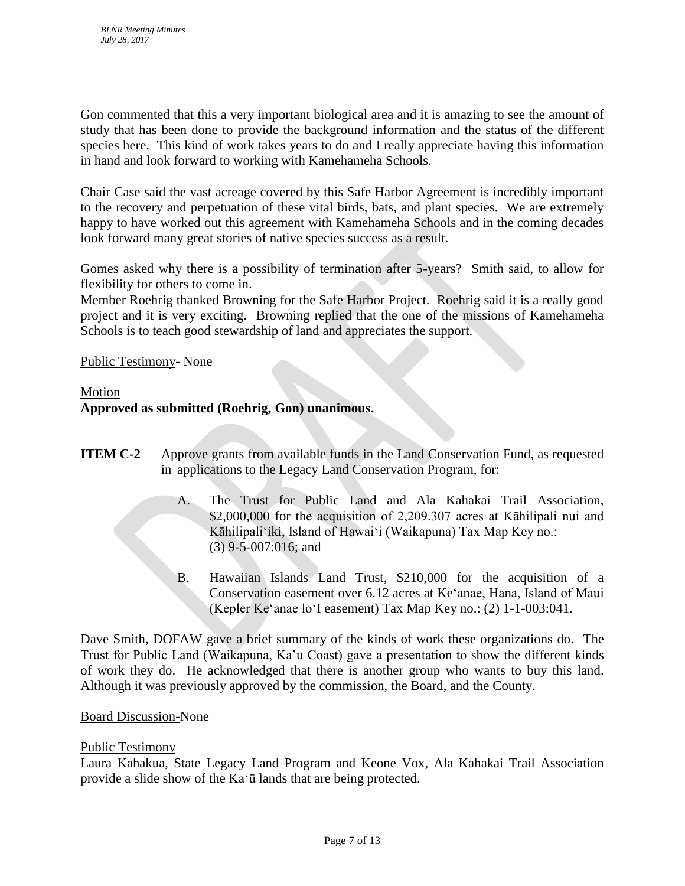Gon commented that this a very important biological area and it is amazing to see the amount of study that has been done to provide the background information and the status of the different species here. This kind of work takes years to do and I really appreciate having this information in hand and look forward to working with Kamehameha Schools.

Chair Case said the vast acreage covered by this Safe Harbor Agreement is incredibly important to the recovery and perpetuation of these vital birds, bats, and plant species. We are extremely happy to have worked out this agreement with Kamehameha Schools and in the coming decades look forward many great stories of native species success as a result.

Gomes asked why there is a possibility of termination after 5-years? Smith said, to allow for flexibility for others to come in.
Member Roehrig thanked Browning for the Safe Harbor Project. Roehrig said it is a really good project and it is very exciting. Browning replied that the one of the missions of Kamehameha Schools is to teach good stewardship of land and appreciates the support.

<u>Public Testimony</u>- None

<u>Motion</u>
**Approved as submitted (Roehrig, Gon) unanimous.**

**ITEM C-2** Approve grants from available funds in the Land Conservation Fund, as requested in applications to the Legacy Land Conservation Program, for:

A. The Trust for Public Land and Ala Kahakai Trail Association, $2,000,000 for the acquisition of 2,209.307 acres at Kāhilipali nui and Kāhilipali‘iki, Island of Hawai‘i (Waikapuna) Tax Map Key no.: (3) 9-5-007:016; and

B. Hawaiian Islands Land Trust, $210,000 for the acquisition of a Conservation easement over 6.12 acres at Ke‘anae, Hana, Island of Maui (Kepler Ke‘anae lo‘I easement) Tax Map Key no.: (2) 1-1-003:041.

Dave Smith, DOFAW gave a brief summary of the kinds of work these organizations do. The Trust for Public Land (Waikapuna, Ka’u Coast) gave a presentation to show the different kinds of work they do. He acknowledged that there is another group who wants to buy this land. Although it was previously approved by the commission, the Board, and the County.

<u>Board Discussion</u>-None

<u>Public Testimony</u>
Laura Kahakua, State Legacy Land Program and Keone Vox, Ala Kahakai Trail Association provide a slide show of the Ka‘ū lands that are being protected.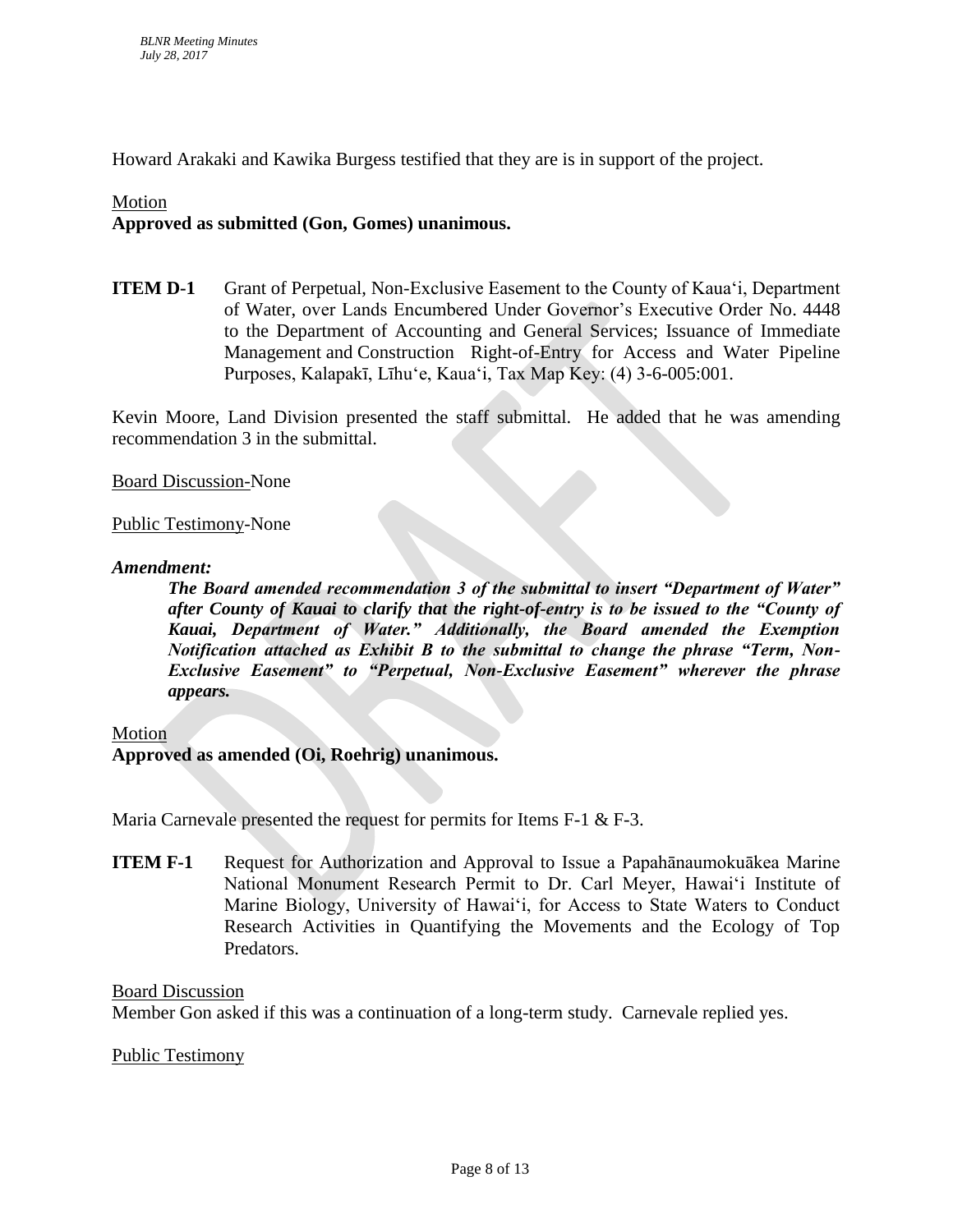Howard Arakaki and Kawika Burgess testified that they are is in support of the project.

Motion

**Approved as submitted (Gon, Gomes) unanimous.**

**ITEM D-1** Grant of Perpetual, Non-Exclusive Easement to the County of Kaua'i, Department of Water, over Lands Encumbered Under Governor's Executive Order No. 4448 to the Department of Accounting and General Services; Issuance of Immediate Management and Construction Right-of-Entry for Access and Water Pipeline Purposes, Kalapakī, Līhu'e, Kaua'i, Tax Map Key: (4) 3-6-005:001.

Kevin Moore, Land Division presented the staff submittal. He added that he was amending recommendation 3 in the submittal.

Board Discussion-None

Public Testimony-None

***Amendment:***

> ***The Board amended recommendation 3 of the submittal to insert "Department of Water" after County of Kauai to clarify that the right-of-entry is to be issued to the "County of Kauai, Department of Water." Additionally, the Board amended the Exemption Notification attached as Exhibit B to the submittal to change the phrase "Term, Non-Exclusive Easement" to "Perpetual, Non-Exclusive Easement" wherever the phrase appears.***

Motion

**Approved as amended (Oi, Roehrig) unanimous.**

Maria Carnevale presented the request for permits for Items F-1 & F-3.

**ITEM F-1** Request for Authorization and Approval to Issue a Papahānaumokuākea Marine National Monument Research Permit to Dr. Carl Meyer, Hawai'i Institute of Marine Biology, University of Hawai'i, for Access to State Waters to Conduct Research Activities in Quantifying the Movements and the Ecology of Top Predators.

Board Discussion

Member Gon asked if this was a continuation of a long-term study. Carnevale replied yes.

Public Testimony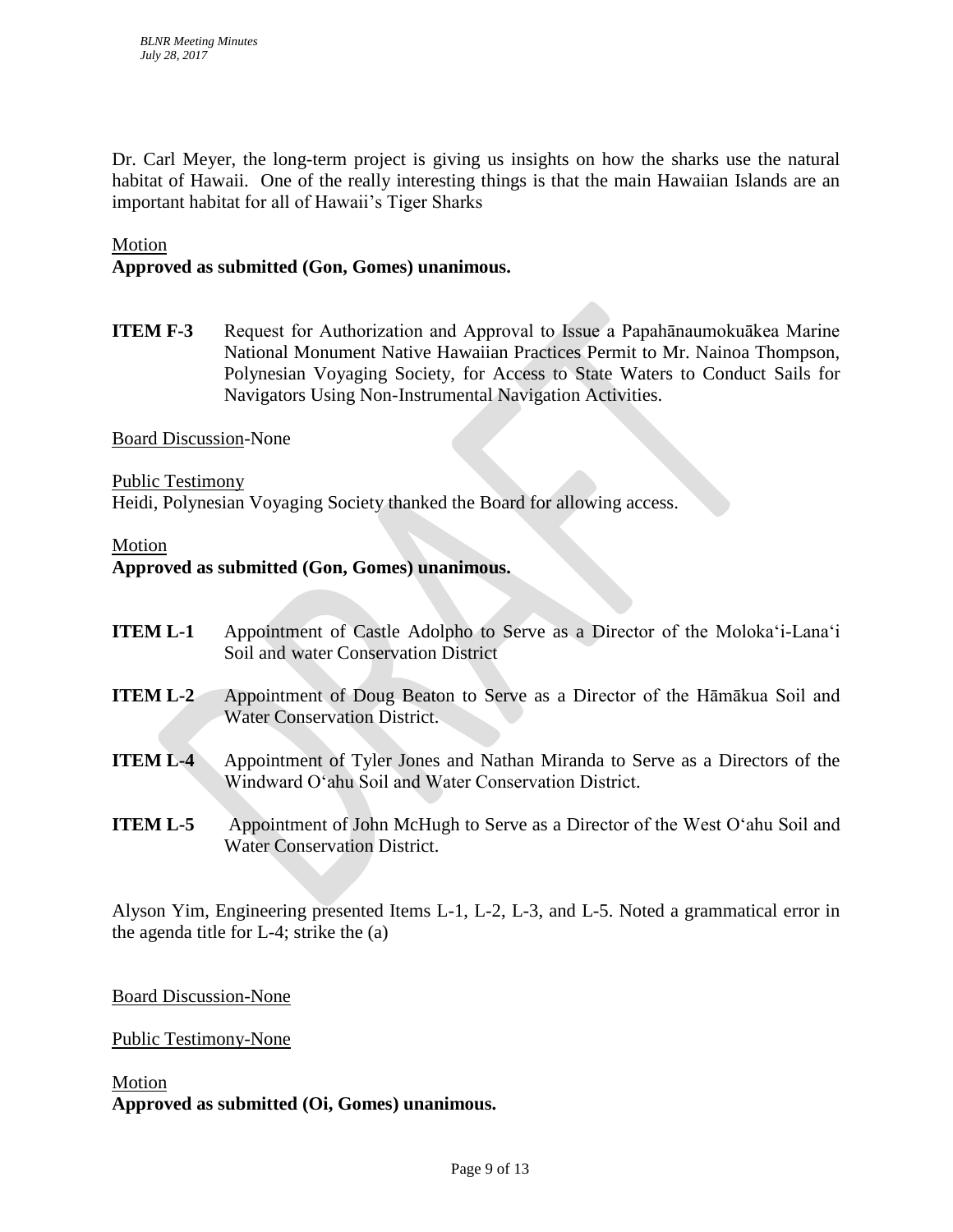Dr. Carl Meyer, the long-term project is giving us insights on how the sharks use the natural habitat of Hawaii. One of the really interesting things is that the main Hawaiian Islands are an important habitat for all of Hawaii's Tiger Sharks

Motion
**Approved as submitted (Gon, Gomes) unanimous.**

**ITEM F-3** Request for Authorization and Approval to Issue a Papahānaumokuākea Marine National Monument Native Hawaiian Practices Permit to Mr. Nainoa Thompson, Polynesian Voyaging Society, for Access to State Waters to Conduct Sails for Navigators Using Non-Instrumental Navigation Activities.

Board Discussion-None

Public Testimony
Heidi, Polynesian Voyaging Society thanked the Board for allowing access.

Motion
**Approved as submitted (Gon, Gomes) unanimous.**

**ITEM L-1** Appointment of Castle Adolpho to Serve as a Director of the Moloka'i-Lana'i Soil and water Conservation District

**ITEM L-2** Appointment of Doug Beaton to Serve as a Director of the Hāmākua Soil and Water Conservation District.

**ITEM L-4** Appointment of Tyler Jones and Nathan Miranda to Serve as a Directors of the Windward O'ahu Soil and Water Conservation District.

**ITEM L-5** Appointment of John McHugh to Serve as a Director of the West O'ahu Soil and Water Conservation District.

Alyson Yim, Engineering presented Items L-1, L-2, L-3, and L-5. Noted a grammatical error in the agenda title for L-4; strike the (a)

Board Discussion-None

Public Testimony-None

Motion
**Approved as submitted (Oi, Gomes) unanimous.**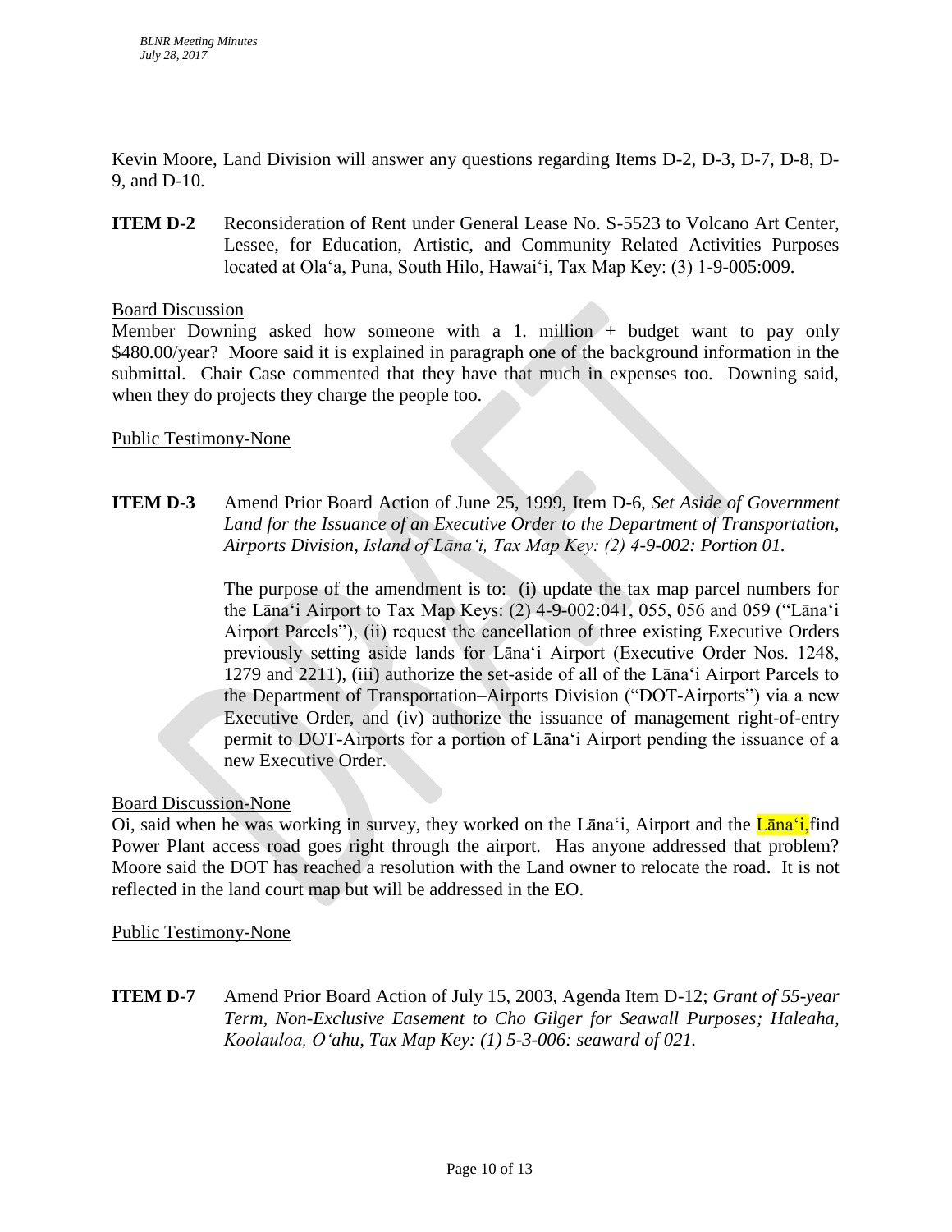Kevin Moore, Land Division will answer any questions regarding Items D-2, D-3, D-7, D-8, D-9, and D-10.

**ITEM D-2** Reconsideration of Rent under General Lease No. S-5523 to Volcano Art Center, Lessee, for Education, Artistic, and Community Related Activities Purposes located at Olaʻa, Puna, South Hilo, Hawaiʻi, Tax Map Key: (3) 1-9-005:009.

Board Discussion

Member Downing asked how someone with a 1. million + budget want to pay only \$480.00/year? Moore said it is explained in paragraph one of the background information in the submittal. Chair Case commented that they have that much in expenses too. Downing said, when they do projects they charge the people too.

Public Testimony-None

**ITEM D-3** Amend Prior Board Action of June 25, 1999, Item D-6, *Set Aside of Government Land for the Issuance of an Executive Order to the Department of Transportation, Airports Division, Island of Lānaʻi, Tax Map Key: (2) 4-9-002: Portion 01.*

The purpose of the amendment is to: (i) update the tax map parcel numbers for the Lānaʻi Airport to Tax Map Keys: (2) 4-9-002:041, 055, 056 and 059 ("Lānaʻi Airport Parcels"), (ii) request the cancellation of three existing Executive Orders previously setting aside lands for Lānaʻi Airport (Executive Order Nos. 1248, 1279 and 2211), (iii) authorize the set-aside of all of the Lānaʻi Airport Parcels to the Department of Transportation–Airports Division ("DOT-Airports") via a new Executive Order, and (iv) authorize the issuance of management right-of-entry permit to DOT-Airports for a portion of Lānaʻi Airport pending the issuance of a new Executive Order.

Board Discussion-None

Oi, said when he was working in survey, they worked on the Lānaʻi, Airport and the Lānaʻi,find Power Plant access road goes right through the airport. Has anyone addressed that problem? Moore said the DOT has reached a resolution with the Land owner to relocate the road. It is not reflected in the land court map but will be addressed in the EO.

Public Testimony-None

**ITEM D-7** Amend Prior Board Action of July 15, 2003, Agenda Item D-12; *Grant of 55-year Term, Non-Exclusive Easement to Cho Gilger for Seawall Purposes; Haleaha, Koolauloa, Oʻahu, Tax Map Key: (1) 5-3-006: seaward of 021.*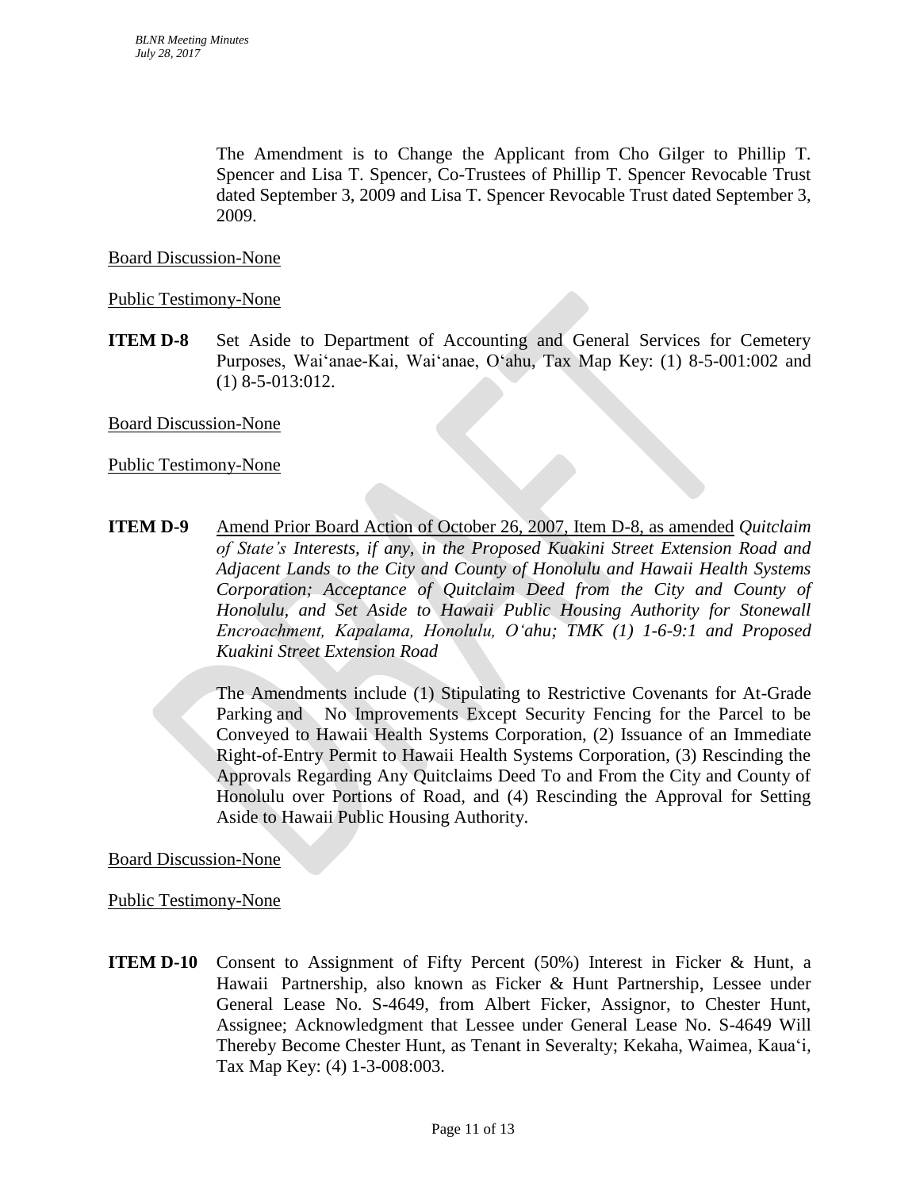The Amendment is to Change the Applicant from Cho Gilger to Phillip T. Spencer and Lisa T. Spencer, Co-Trustees of Phillip T. Spencer Revocable Trust dated September 3, 2009 and Lisa T. Spencer Revocable Trust dated September 3, 2009.

Board Discussion-None

Public Testimony-None

**ITEM D-8** Set Aside to Department of Accounting and General Services for Cemetery Purposes, Wai'anae-Kai, Wai'anae, O'ahu, Tax Map Key: (1) 8-5-001:002 and (1) 8-5-013:012.

Board Discussion-None

Public Testimony-None

**ITEM D-9** Amend Prior Board Action of October 26, 2007, Item D-8, as amended *Quitclaim of State's Interests, if any, in the Proposed Kuakini Street Extension Road and Adjacent Lands to the City and County of Honolulu and Hawaii Health Systems Corporation; Acceptance of Quitclaim Deed from the City and County of Honolulu, and Set Aside to Hawaii Public Housing Authority for Stonewall Encroachment, Kapalama, Honolulu, O'ahu; TMK (1) 1-6-9:1 and Proposed Kuakini Street Extension Road*

The Amendments include (1) Stipulating to Restrictive Covenants for At-Grade Parking and No Improvements Except Security Fencing for the Parcel to be Conveyed to Hawaii Health Systems Corporation, (2) Issuance of an Immediate Right-of-Entry Permit to Hawaii Health Systems Corporation, (3) Rescinding the Approvals Regarding Any Quitclaims Deed To and From the City and County of Honolulu over Portions of Road, and (4) Rescinding the Approval for Setting Aside to Hawaii Public Housing Authority.

Board Discussion-None

Public Testimony-None

**ITEM D-10** Consent to Assignment of Fifty Percent (50%) Interest in Ficker & Hunt, a Hawaii Partnership, also known as Ficker & Hunt Partnership, Lessee under General Lease No. S-4649, from Albert Ficker, Assignor, to Chester Hunt, Assignee; Acknowledgment that Lessee under General Lease No. S-4649 Will Thereby Become Chester Hunt, as Tenant in Severalty; Kekaha, Waimea, Kaua'i, Tax Map Key: (4) 1-3-008:003.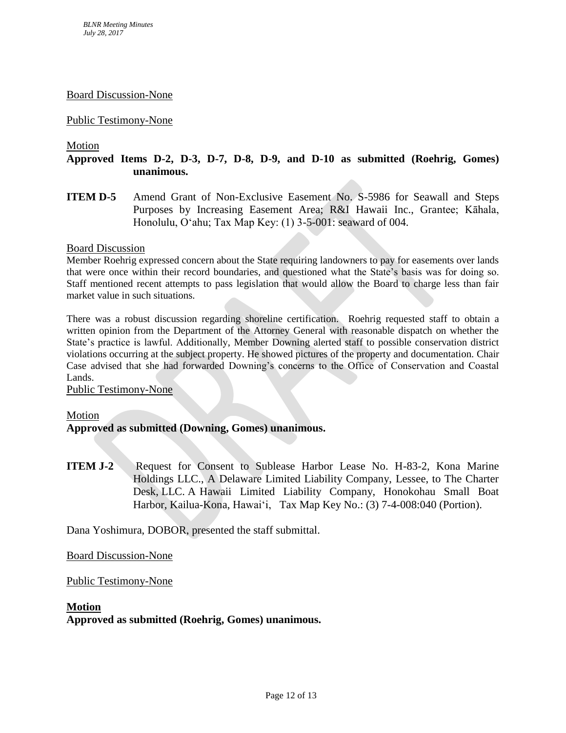Board Discussion-None

Public Testimony-None

Motion

**Approved Items D-2, D-3, D-7, D-8, D-9, and D-10 as submitted (Roehrig, Gomes) unanimous.**

**ITEM D-5** Amend Grant of Non-Exclusive Easement No. S-5986 for Seawall and Steps Purposes by Increasing Easement Area; R&I Hawaii Inc., Grantee; Kāhala, Honolulu, O'ahu; Tax Map Key: (1) 3-5-001: seaward of 004.

Board Discussion

Member Roehrig expressed concern about the State requiring landowners to pay for easements over lands that were once within their record boundaries, and questioned what the State's basis was for doing so. Staff mentioned recent attempts to pass legislation that would allow the Board to charge less than fair market value in such situations.

There was a robust discussion regarding shoreline certification. Roehrig requested staff to obtain a written opinion from the Department of the Attorney General with reasonable dispatch on whether the State's practice is lawful. Additionally, Member Downing alerted staff to possible conservation district violations occurring at the subject property. He showed pictures of the property and documentation. Chair Case advised that she had forwarded Downing's concerns to the Office of Conservation and Coastal Lands.

Public Testimony-None

Motion

**Approved as submitted (Downing, Gomes) unanimous.**

**ITEM J-2** Request for Consent to Sublease Harbor Lease No. H-83-2, Kona Marine Holdings LLC., A Delaware Limited Liability Company, Lessee, to The Charter Desk, LLC. A Hawaii Limited Liability Company, Honokohau Small Boat Harbor, Kailua-Kona, Hawai'i, Tax Map Key No.: (3) 7-4-008:040 (Portion).

Dana Yoshimura, DOBOR, presented the staff submittal.

Board Discussion-None

Public Testimony-None

**Motion**

**Approved as submitted (Roehrig, Gomes) unanimous.**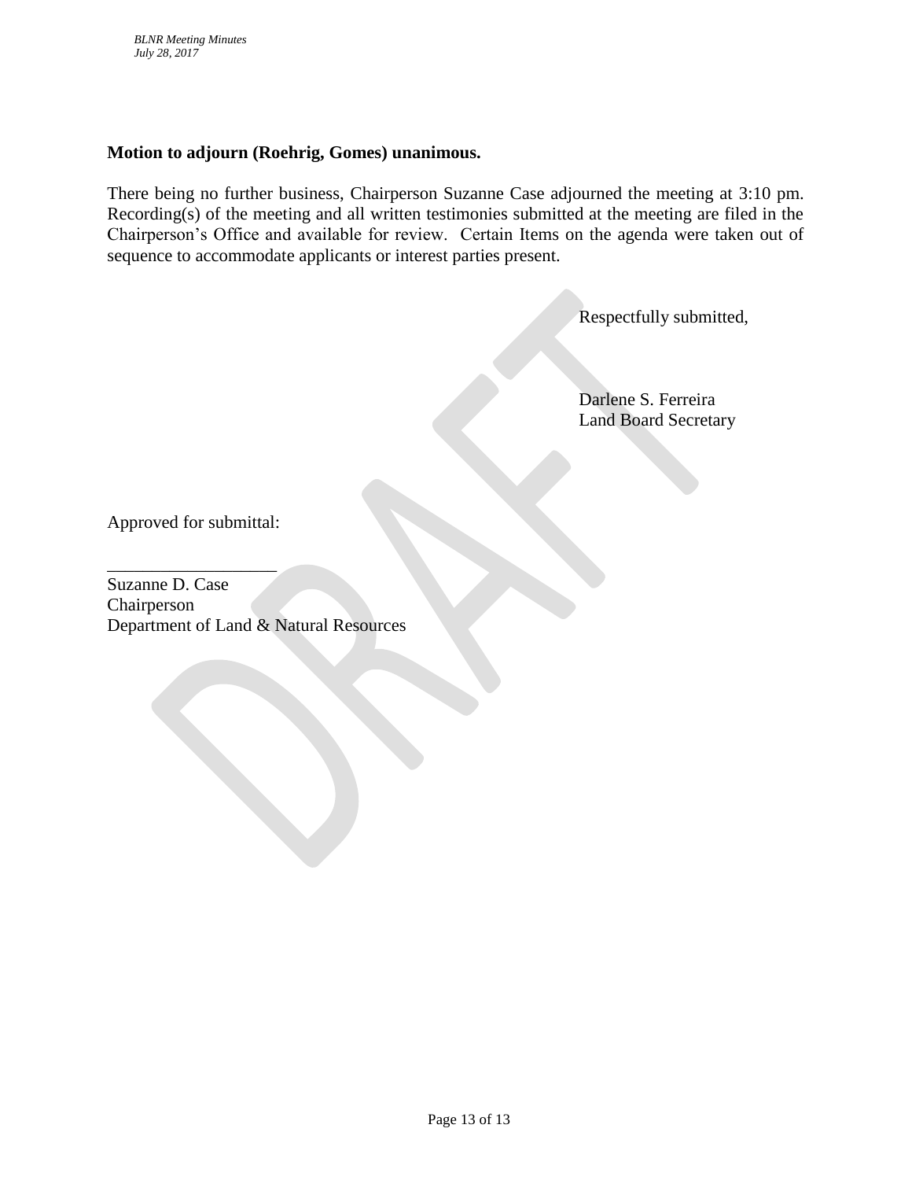**Motion to adjourn (Roehrig, Gomes) unanimous.**

There being no further business, Chairperson Suzanne Case adjourned the meeting at 3:10 pm. Recording(s) of the meeting and all written testimonies submitted at the meeting are filed in the Chairperson's Office and available for review. Certain Items on the agenda were taken out of sequence to accommodate applicants or interest parties present.

Respectfully submitted,

Darlene S. Ferreira
Land Board Secretary

Approved for submittal:

___________________
Suzanne D. Case
Chairperson
Department of Land & Natural Resources

DRAFT